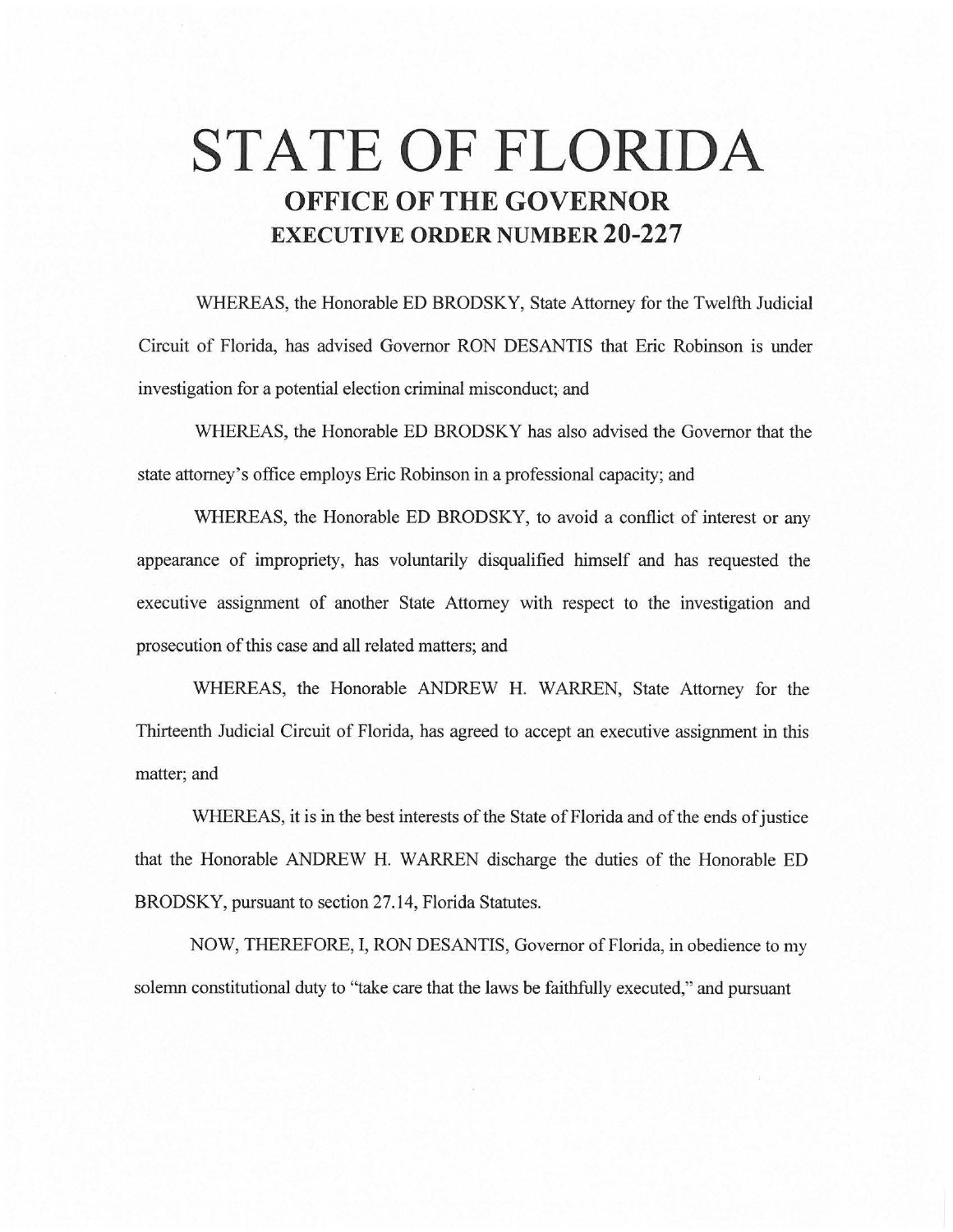# STATE OF FLORIDA

## OFFICE OF THE GOVERNOR

## EXECUTIVE ORDER NUMBER 20-227

WHEREAS, the Honorable ED BRODSKY, State Attorney for the Twelfth Judicial Circuit of Florida, has advised Governor RON DESANTIS that Eric Robinson is under investigation for a potential election criminal misconduct; and

WHEREAS, the Honorable ED BRODSKY has also advised the Governor that the state attorney's office employs Eric Robinson in a professional capacity; and

WHEREAS, the Honorable ED BRODSKY, to avoid a conflict of interest or any appearance of impropriety, has voluntarily disqualified himself and has requested the executive assignment of another State Attorney with respect to the investigation and prosecution of this case and all related matters; and

WHEREAS, the Honorable ANDREW H. WARREN, State Attorney for the Thirteenth Judicial Circuit of Florida, has agreed to accept an executive assignment in this matter; and

WHEREAS, it is in the best interests of the State of Florida and of the ends of justice that the Honorable ANDREW H. WARREN discharge the duties of the Honorable ED BRODSKY, pursuant to section 27.14, Florida Statutes.

NOW, THEREFORE, I, RON DESANTIS, Governor of Florida, in obedience to my solemn constitutional duty to "take care that the laws be faithfully executed," and pursuant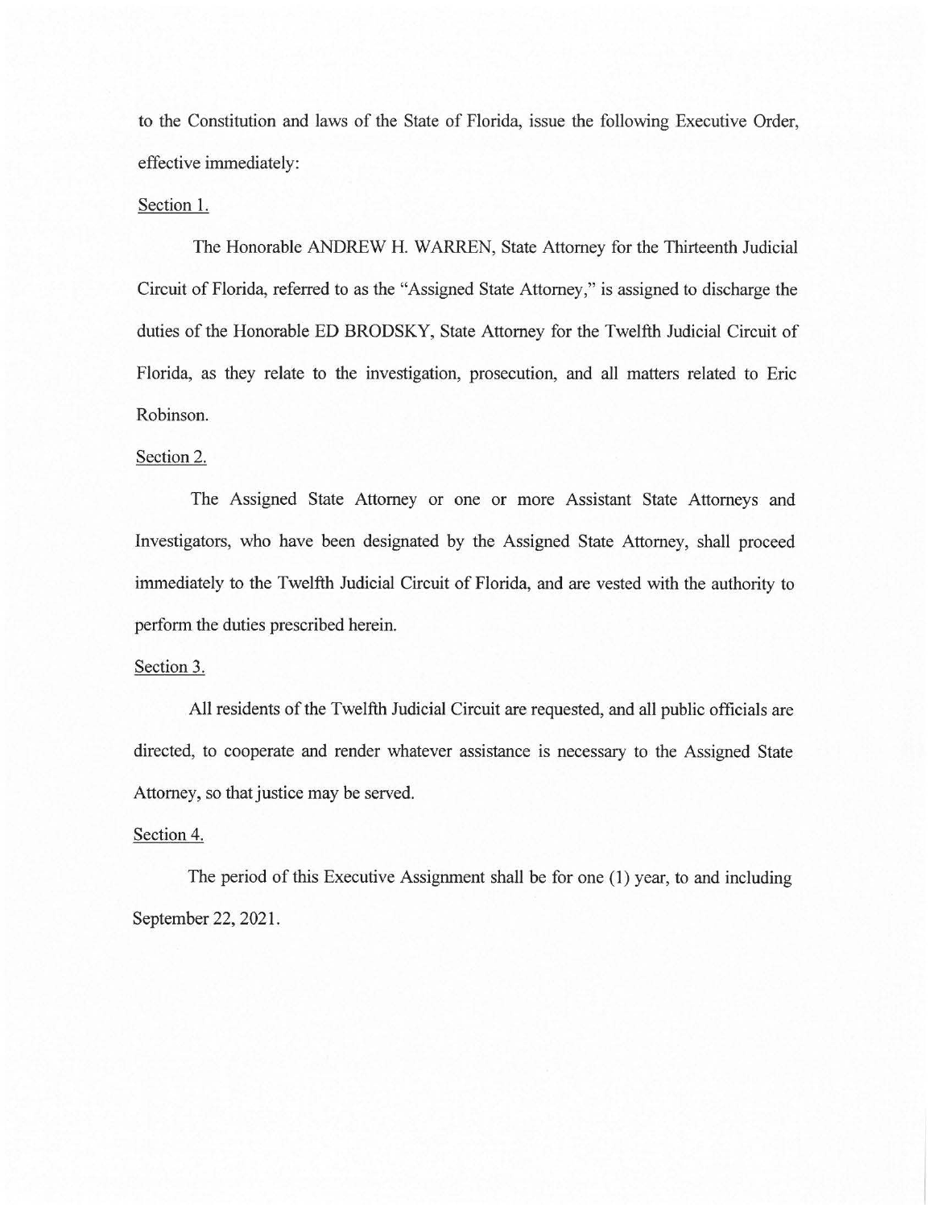to the Constitution and laws of the State of Florida, issue the following Executive Order, effective immediately:

Section 1.

The Honorable ANDREW H. WARREN, State Attorney for the Thirteenth Judicial Circuit of Florida, referred to as the "Assigned State Attorney," is assigned to discharge the duties of the Honorable ED BRODSKY, State Attorney for the Twelfth Judicial Circuit of Florida, as they relate to the investigation, prosecution, and all matters related to Eric Robinson.

Section 2.

The Assigned State Attorney or one or more Assistant State Attorneys and Investigators, who have been designated by the Assigned State Attorney, shall proceed immediately to the Twelfth Judicial Circuit of Florida, and are vested with the authority to perform the duties prescribed herein.

Section 3.

All residents of the Twelfth Judicial Circuit are requested, and all public officials are directed, to cooperate and render whatever assistance is necessary to the Assigned State Attorney, so that justice may be served.

Section 4.

The period of this Executive Assignment shall be for one (1) year, to and including September 22, 2021.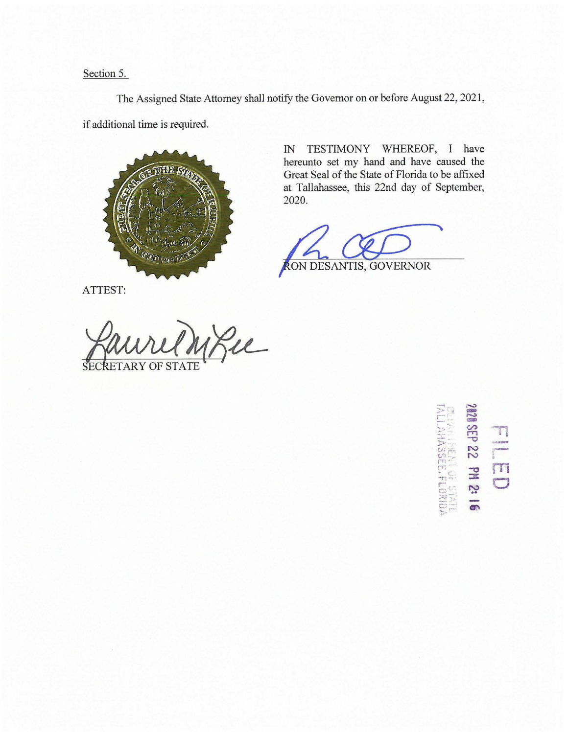Section 5.

The Assigned State Attorney shall notify the Governor on or before August 22, 2021, if additional time is required.

IN TESTIMONY WHEREOF, I have hereunto set my hand and have caused the Great Seal of the State of Florida to be affixed at Tallahassee, this 22nd day of September, 2020.

RON DESANTIS, GOVERNOR

ATTEST:

SECRETARY OF STATE

FILED

2020 SEP 22 PM 2:16

DEPARTMENT OF STATE
TALLAHASSEE, FLORIDA